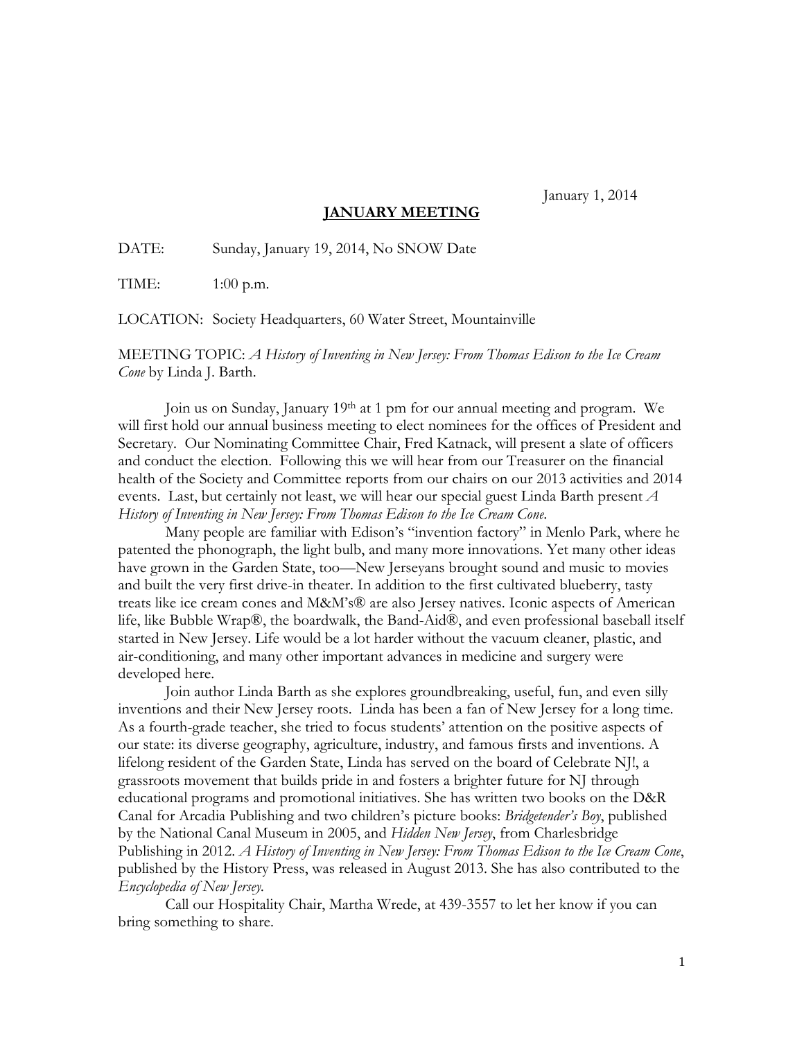January 1, 2014

## JANUARY MEETING

DATE: Sunday, January 19, 2014, No SNOW Date

TIME: 1:00 p.m.

LOCATION: Society Headquarters, 60 Water Street, Mountainville

MEETING TOPIC: *A History of Inventing in New Jersey: From Thomas Edison to the Ice Cream Cone* by Linda J. Barth.

Join us on Sunday, January 19th at 1 pm for our annual meeting and program. We will first hold our annual business meeting to elect nominees for the offices of President and Secretary. Our Nominating Committee Chair, Fred Katnack, will present a slate of officers and conduct the election. Following this we will hear from our Treasurer on the financial health of the Society and Committee reports from our chairs on our 2013 activities and 2014 events. Last, but certainly not least, we will hear our special guest Linda Barth present *A History of Inventing in New Jersey: From Thomas Edison to the Ice Cream Cone.*

Many people are familiar with Edison's "invention factory" in Menlo Park, where he patented the phonograph, the light bulb, and many more innovations. Yet many other ideas have grown in the Garden State, too—New Jerseyans brought sound and music to movies and built the very first drive-in theater. In addition to the first cultivated blueberry, tasty treats like ice cream cones and M&M's® are also Jersey natives. Iconic aspects of American life, like Bubble Wrap®, the boardwalk, the Band-Aid®, and even professional baseball itself started in New Jersey. Life would be a lot harder without the vacuum cleaner, plastic, and air-conditioning, and many other important advances in medicine and surgery were developed here.

Join author Linda Barth as she explores groundbreaking, useful, fun, and even silly inventions and their New Jersey roots. Linda has been a fan of New Jersey for a long time. As a fourth-grade teacher, she tried to focus students' attention on the positive aspects of our state: its diverse geography, agriculture, industry, and famous firsts and inventions. A lifelong resident of the Garden State, Linda has served on the board of Celebrate NJ!, a grassroots movement that builds pride in and fosters a brighter future for NJ through educational programs and promotional initiatives. She has written two books on the D&R Canal for Arcadia Publishing and two children's picture books: *Bridgetender's Boy*, published by the National Canal Museum in 2005, and *Hidden New Jersey*, from Charlesbridge Publishing in 2012. *A History of Inventing in New Jersey: From Thomas Edison to the Ice Cream Cone*, published by the History Press, was released in August 2013. She has also contributed to the *Encyclopedia of New Jersey.*

Call our Hospitality Chair, Martha Wrede, at 439-3557 to let her know if you can bring something to share.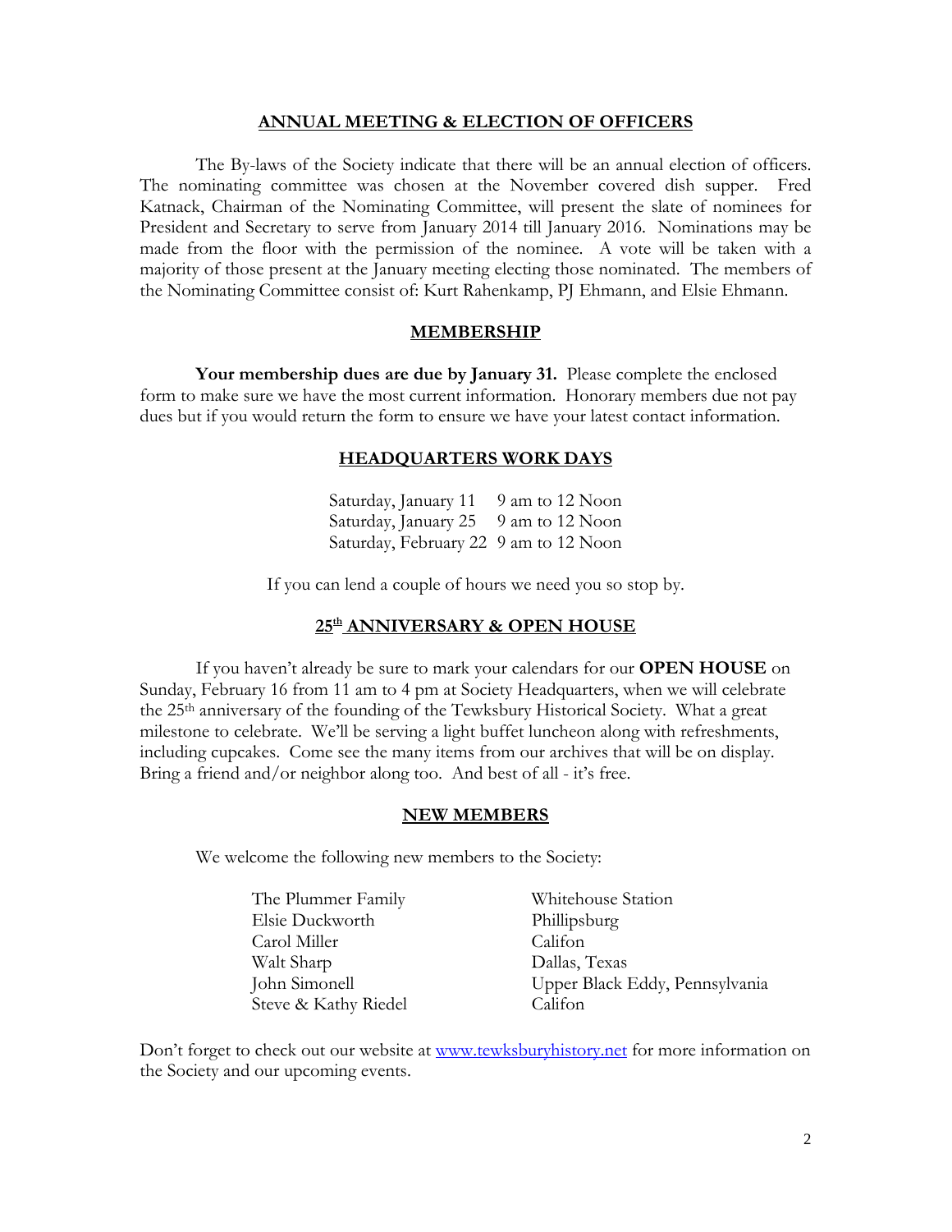## ANNUAL MEETING & ELECTION OF OFFICERS

The By-laws of the Society indicate that there will be an annual election of officers. The nominating committee was chosen at the November covered dish supper. Fred Katnack, Chairman of the Nominating Committee, will present the slate of nominees for President and Secretary to serve from January 2014 till January 2016. Nominations may be made from the floor with the permission of the nominee. A vote will be taken with a majority of those present at the January meeting electing those nominated. The members of the Nominating Committee consist of: Kurt Rahenkamp, PJ Ehmann, and Elsie Ehmann.

## MEMBERSHIP

**Your membership dues are due by January 31.** Please complete the enclosed form to make sure we have the most current information. Honorary members due not pay dues but if you would return the form to ensure we have your latest contact information.

## HEADQUARTERS WORK DAYS

| | |
|---|---|
| Saturday, January 11 | 9 am to 12 Noon |
| Saturday, January 25 | 9 am to 12 Noon |
| Saturday, February 22 | 9 am to 12 Noon |

If you can lend a couple of hours we need you so stop by.

## 25th ANNIVERSARY & OPEN HOUSE

If you haven't already be sure to mark your calendars for our **OPEN HOUSE** on Sunday, February 16 from 11 am to 4 pm at Society Headquarters, when we will celebrate the 25th anniversary of the founding of the Tewksbury Historical Society. What a great milestone to celebrate. We'll be serving a light buffet luncheon along with refreshments, including cupcakes. Come see the many items from our archives that will be on display. Bring a friend and/or neighbor along too. And best of all - it's free.

## NEW MEMBERS

We welcome the following new members to the Society:

| | |
|---|---|
| The Plummer Family | Whitehouse Station |
| Elsie Duckworth | Phillipsburg |
| Carol Miller | Califon |
| Walt Sharp | Dallas, Texas |
| John Simonell | Upper Black Eddy, Pennsylvania |
| Steve & Kathy Riedel | Califon |

Don't forget to check out our website at [www.tewksburyhistory.net](http://www.tewksburyhistory.net) for more information on the Society and our upcoming events.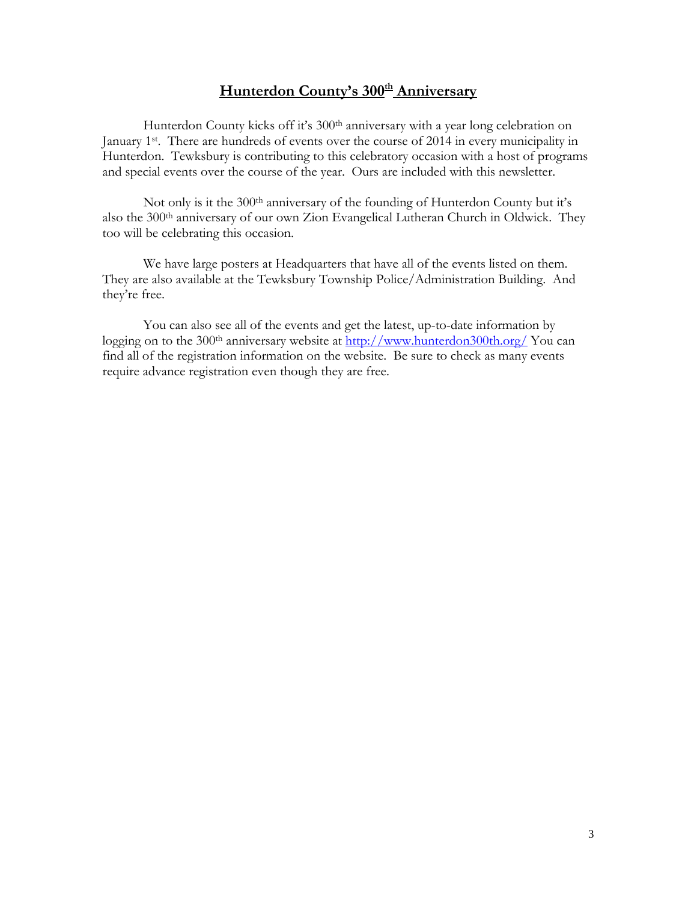# **Hunterdon County's 300th Anniversary**

Hunterdon County kicks off it's 300th anniversary with a year long celebration on January 1st. There are hundreds of events over the course of 2014 in every municipality in Hunterdon. Tewksbury is contributing to this celebratory occasion with a host of programs and special events over the course of the year. Ours are included with this newsletter.

Not only is it the 300th anniversary of the founding of Hunterdon County but it's also the 300th anniversary of our own Zion Evangelical Lutheran Church in Oldwick. They too will be celebrating this occasion.

We have large posters at Headquarters that have all of the events listed on them. They are also available at the Tewksbury Township Police/Administration Building. And they're free.

You can also see all of the events and get the latest, up-to-date information by logging on to the 300th anniversary website at [http://www.hunterdon300th.org/](http://www.hunterdon300th.org/) You can find all of the registration information on the website. Be sure to check as many events require advance registration even though they are free.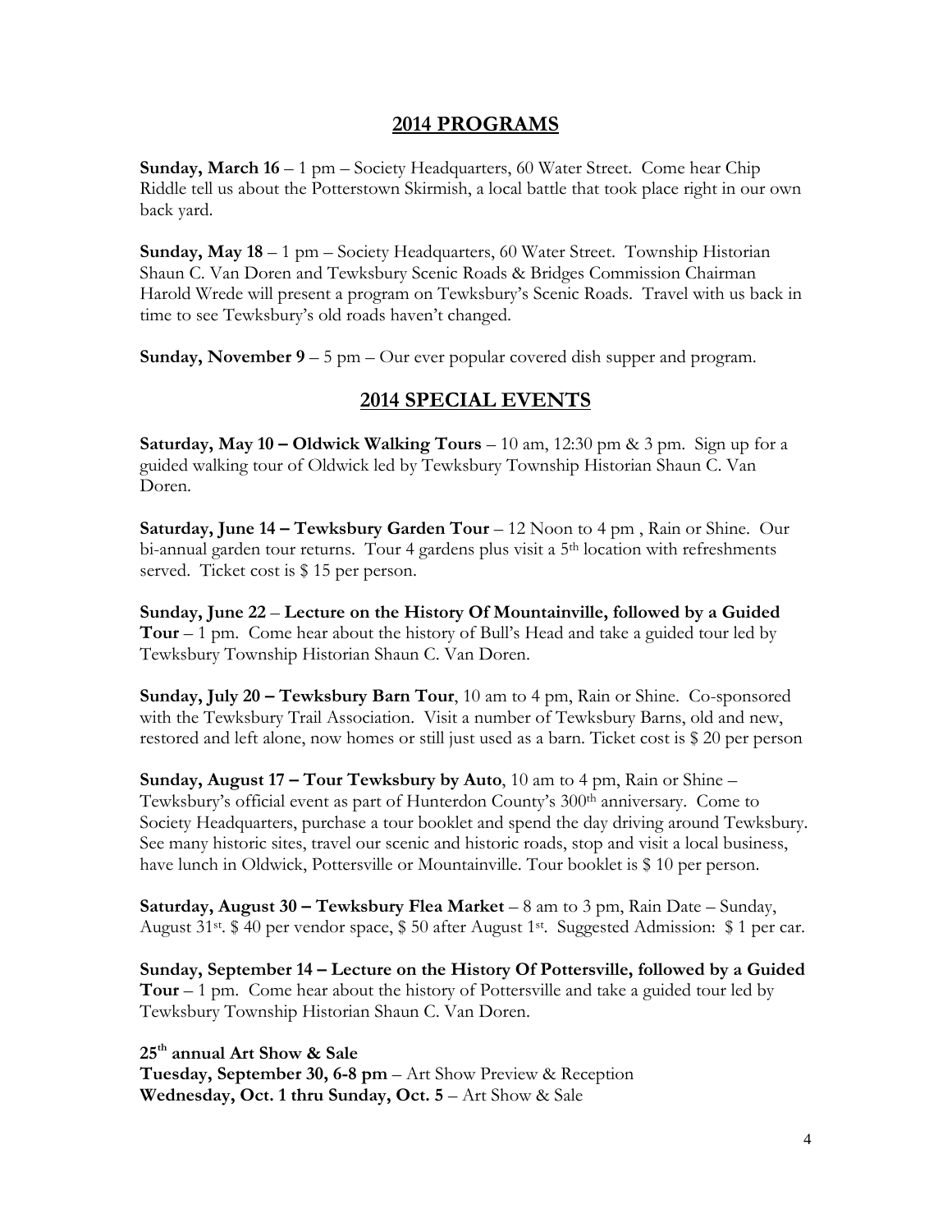## 2014 PROGRAMS

**Sunday, March 16** – 1 pm – Society Headquarters, 60 Water Street. Come hear Chip Riddle tell us about the Potterstown Skirmish, a local battle that took place right in our own back yard.

**Sunday, May 18** – 1 pm – Society Headquarters, 60 Water Street. Township Historian Shaun C. Van Doren and Tewksbury Scenic Roads & Bridges Commission Chairman Harold Wrede will present a program on Tewksbury's Scenic Roads. Travel with us back in time to see Tewksbury's old roads haven't changed.

**Sunday, November 9** – 5 pm – Our ever popular covered dish supper and program.

## 2014 SPECIAL EVENTS

**Saturday, May 10 – Oldwick Walking Tours** – 10 am, 12:30 pm & 3 pm. Sign up for a guided walking tour of Oldwick led by Tewksbury Township Historian Shaun C. Van Doren.

**Saturday, June 14 – Tewksbury Garden Tour** – 12 Noon to 4 pm , Rain or Shine. Our bi-annual garden tour returns. Tour 4 gardens plus visit a 5th location with refreshments served. Ticket cost is $ 15 per person.

**Sunday, June 22** – **Lecture on the History Of Mountainville, followed by a Guided Tour** – 1 pm. Come hear about the history of Bull's Head and take a guided tour led by Tewksbury Township Historian Shaun C. Van Doren.

**Sunday, July 20 – Tewksbury Barn Tour**, 10 am to 4 pm, Rain or Shine. Co-sponsored with the Tewksbury Trail Association. Visit a number of Tewksbury Barns, old and new, restored and left alone, now homes or still just used as a barn. Ticket cost is $ 20 per person

**Sunday, August 17 – Tour Tewksbury by Auto**, 10 am to 4 pm, Rain or Shine – Tewksbury's official event as part of Hunterdon County's 300th anniversary. Come to Society Headquarters, purchase a tour booklet and spend the day driving around Tewksbury. See many historic sites, travel our scenic and historic roads, stop and visit a local business, have lunch in Oldwick, Pottersville or Mountainville. Tour booklet is $ 10 per person.

**Saturday, August 30 – Tewksbury Flea Market** – 8 am to 3 pm, Rain Date – Sunday, August 31st. $ 40 per vendor space, $ 50 after August 1st. Suggested Admission: $ 1 per car.

**Sunday, September 14 – Lecture on the History Of Pottersville, followed by a Guided Tour** – 1 pm. Come hear about the history of Pottersville and take a guided tour led by Tewksbury Township Historian Shaun C. Van Doren.

**25th annual Art Show & Sale**
**Tuesday, September 30, 6-8 pm** – Art Show Preview & Reception
**Wednesday, Oct. 1 thru Sunday, Oct. 5** – Art Show & Sale